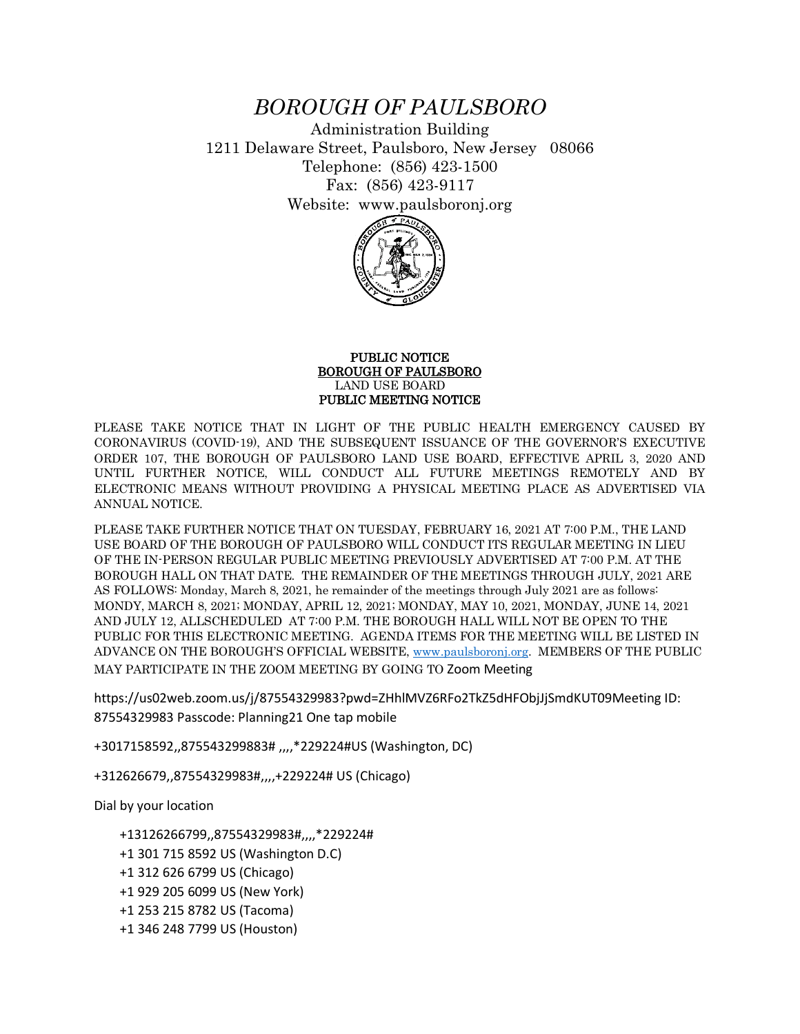# *BOROUGH OF PAULSBORO*

Administration Building
1211 Delaware Street, Paulsboro, New Jersey 08066
Telephone: (856) 423-1500
Fax: (856) 423-9117
Website: www.paulsboronj.org

**PUBLIC NOTICE**
**BOROUGH OF PAULSBORO**
LAND USE BOARD
**PUBLIC MEETING NOTICE**

PLEASE TAKE NOTICE THAT IN LIGHT OF THE PUBLIC HEALTH EMERGENCY CAUSED BY CORONAVIRUS (COVID-19), AND THE SUBSEQUENT ISSUANCE OF THE GOVERNOR'S EXECUTIVE ORDER 107, THE BOROUGH OF PAULSBORO LAND USE BOARD, EFFECTIVE APRIL 3, 2020 AND UNTIL FURTHER NOTICE, WILL CONDUCT ALL FUTURE MEETINGS REMOTELY AND BY ELECTRONIC MEANS WITHOUT PROVIDING A PHYSICAL MEETING PLACE AS ADVERTISED VIA ANNUAL NOTICE.

PLEASE TAKE FURTHER NOTICE THAT ON TUESDAY, FEBRUARY 16, 2021 AT 7:00 P.M., THE LAND USE BOARD OF THE BOROUGH OF PAULSBORO WILL CONDUCT ITS REGULAR MEETING IN LIEU OF THE IN-PERSON REGULAR PUBLIC MEETING PREVIOUSLY ADVERTISED AT 7:00 P.M. AT THE BOROUGH HALL ON THAT DATE. THE REMAINDER OF THE MEETINGS THROUGH JULY, 2021 ARE AS FOLLOWS: Monday, March 8, 2021, he remainder of the meetings through July 2021 are as follows: MONDY, MARCH 8, 2021; MONDAY, APRIL 12, 2021; MONDAY, MAY 10, 2021, MONDAY, JUNE 14, 2021 AND JULY 12, ALLSCHEDULED AT 7:00 P.M. THE BOROUGH HALL WILL NOT BE OPEN TO THE PUBLIC FOR THIS ELECTRONIC MEETING. AGENDA ITEMS FOR THE MEETING WILL BE LISTED IN ADVANCE ON THE BOROUGH'S OFFICIAL WEBSITE, www.paulsboronj.org. MEMBERS OF THE PUBLIC MAY PARTICIPATE IN THE ZOOM MEETING BY GOING TO Zoom Meeting

https://us02web.zoom.us/j/87554329983?pwd=ZHhlMVZ6RFo2TkZ5dHFObjJjSmdKUT09Meeting ID: 87554329983 Passcode: Planning21 One tap mobile

+3017158592,,875543299883# ,,,,*229224#US (Washington, DC)

+312626679,,87554329983#,,,,+229224# US (Chicago)

Dial by your location

+13126266799,,87554329983#,,,,*229224#
+1 301 715 8592 US (Washington D.C)
+1 312 626 6799 US (Chicago)
+1 929 205 6099 US (New York)
+1 253 215 8782 US (Tacoma)
+1 346 248 7799 US (Houston)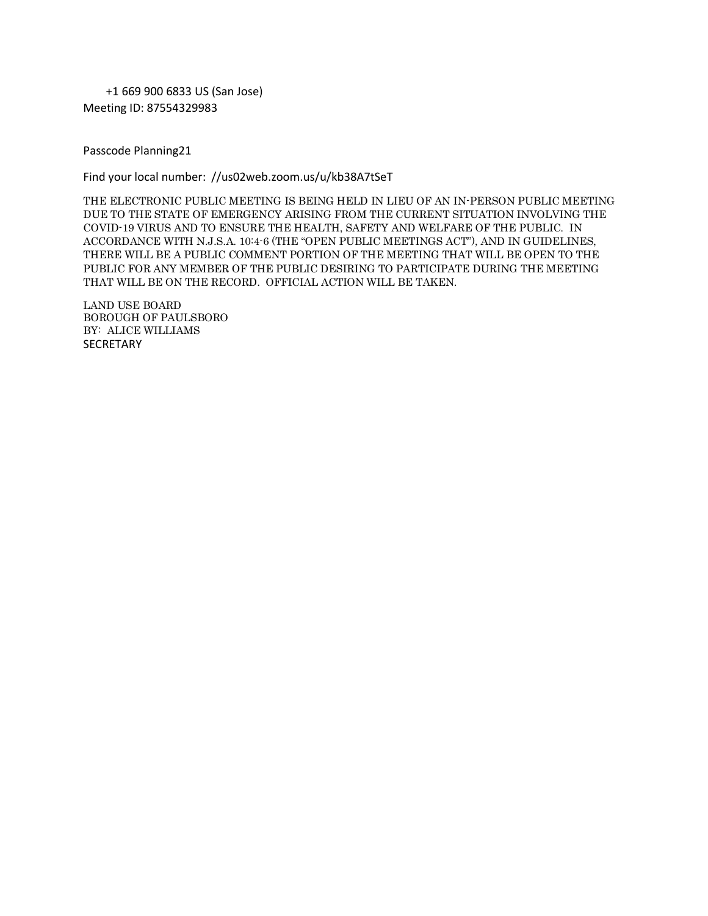+1 669 900 6833 US (San Jose)
Meeting ID: 87554329983

Passcode Planning21

Find your local number: //us02web.zoom.us/u/kb38A7tSeT

THE ELECTRONIC PUBLIC MEETING IS BEING HELD IN LIEU OF AN IN-PERSON PUBLIC MEETING DUE TO THE STATE OF EMERGENCY ARISING FROM THE CURRENT SITUATION INVOLVING THE COVID-19 VIRUS AND TO ENSURE THE HEALTH, SAFETY AND WELFARE OF THE PUBLIC. IN ACCORDANCE WITH N.J.S.A. 10:4-6 (THE "OPEN PUBLIC MEETINGS ACT"), AND IN GUIDELINES, THERE WILL BE A PUBLIC COMMENT PORTION OF THE MEETING THAT WILL BE OPEN TO THE PUBLIC FOR ANY MEMBER OF THE PUBLIC DESIRING TO PARTICIPATE DURING THE MEETING THAT WILL BE ON THE RECORD. OFFICIAL ACTION WILL BE TAKEN.

LAND USE BOARD
BOROUGH OF PAULSBORO
BY: ALICE WILLIAMS
SECRETARY